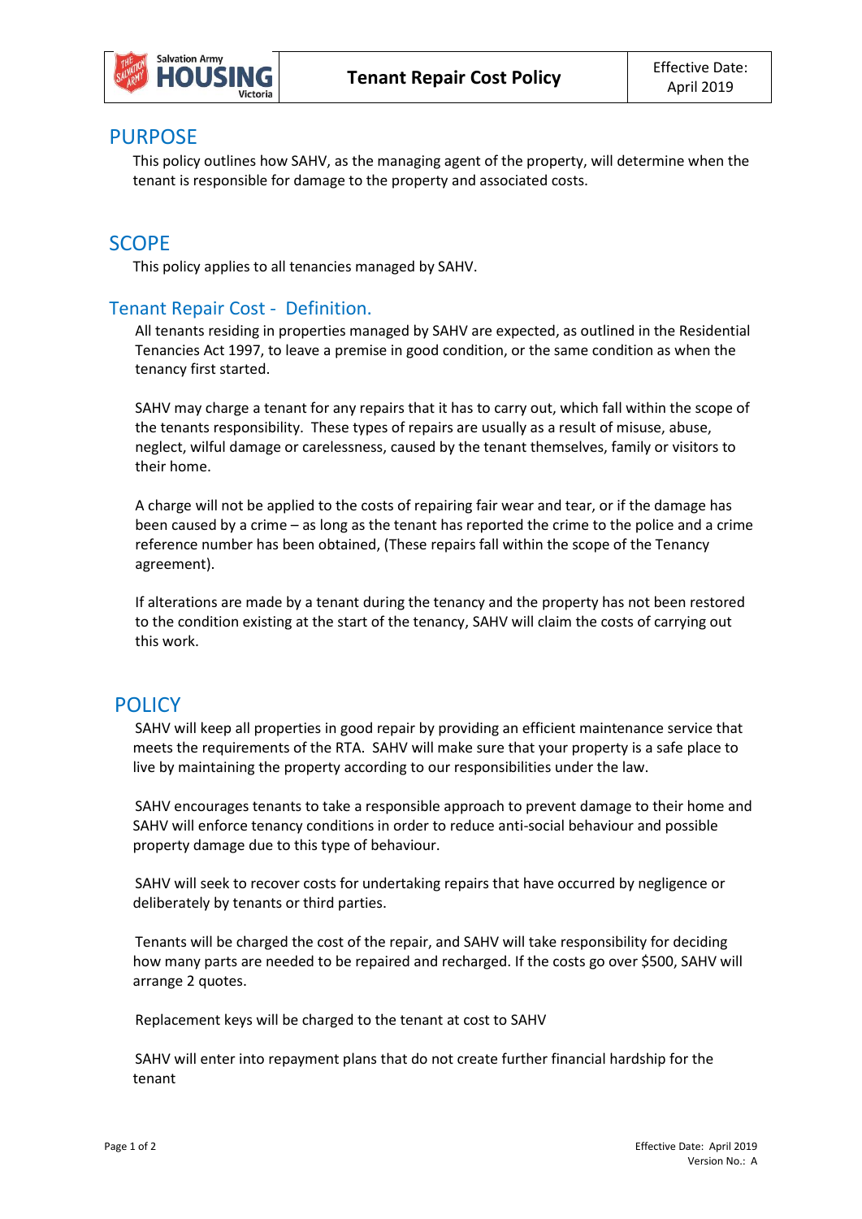| Salvation Army HOUSING Victoria | **Tenant Repair Cost Policy** | Effective Date: April 2019 |
|---|---|---|

## PURPOSE

This policy outlines how SAHV, as the managing agent of the property, will determine when the tenant is responsible for damage to the property and associated costs.

## SCOPE

This policy applies to all tenancies managed by SAHV.

## Tenant Repair Cost - Definition.

All tenants residing in properties managed by SAHV are expected, as outlined in the Residential Tenancies Act 1997, to leave a premise in good condition, or the same condition as when the tenancy first started.

SAHV may charge a tenant for any repairs that it has to carry out, which fall within the scope of the tenants responsibility. These types of repairs are usually as a result of misuse, abuse, neglect, wilful damage or carelessness, caused by the tenant themselves, family or visitors to their home.

A charge will not be applied to the costs of repairing fair wear and tear, or if the damage has been caused by a crime – as long as the tenant has reported the crime to the police and a crime reference number has been obtained, (These repairs fall within the scope of the Tenancy agreement).

If alterations are made by a tenant during the tenancy and the property has not been restored to the condition existing at the start of the tenancy, SAHV will claim the costs of carrying out this work.

## POLICY

SAHV will keep all properties in good repair by providing an efficient maintenance service that meets the requirements of the RTA. SAHV will make sure that your property is a safe place to live by maintaining the property according to our responsibilities under the law.

SAHV encourages tenants to take a responsible approach to prevent damage to their home and SAHV will enforce tenancy conditions in order to reduce anti-social behaviour and possible property damage due to this type of behaviour.

SAHV will seek to recover costs for undertaking repairs that have occurred by negligence or deliberately by tenants or third parties.

Tenants will be charged the cost of the repair, and SAHV will take responsibility for deciding how many parts are needed to be repaired and recharged. If the costs go over $500, SAHV will arrange 2 quotes.

Replacement keys will be charged to the tenant at cost to SAHV

SAHV will enter into repayment plans that do not create further financial hardship for the tenant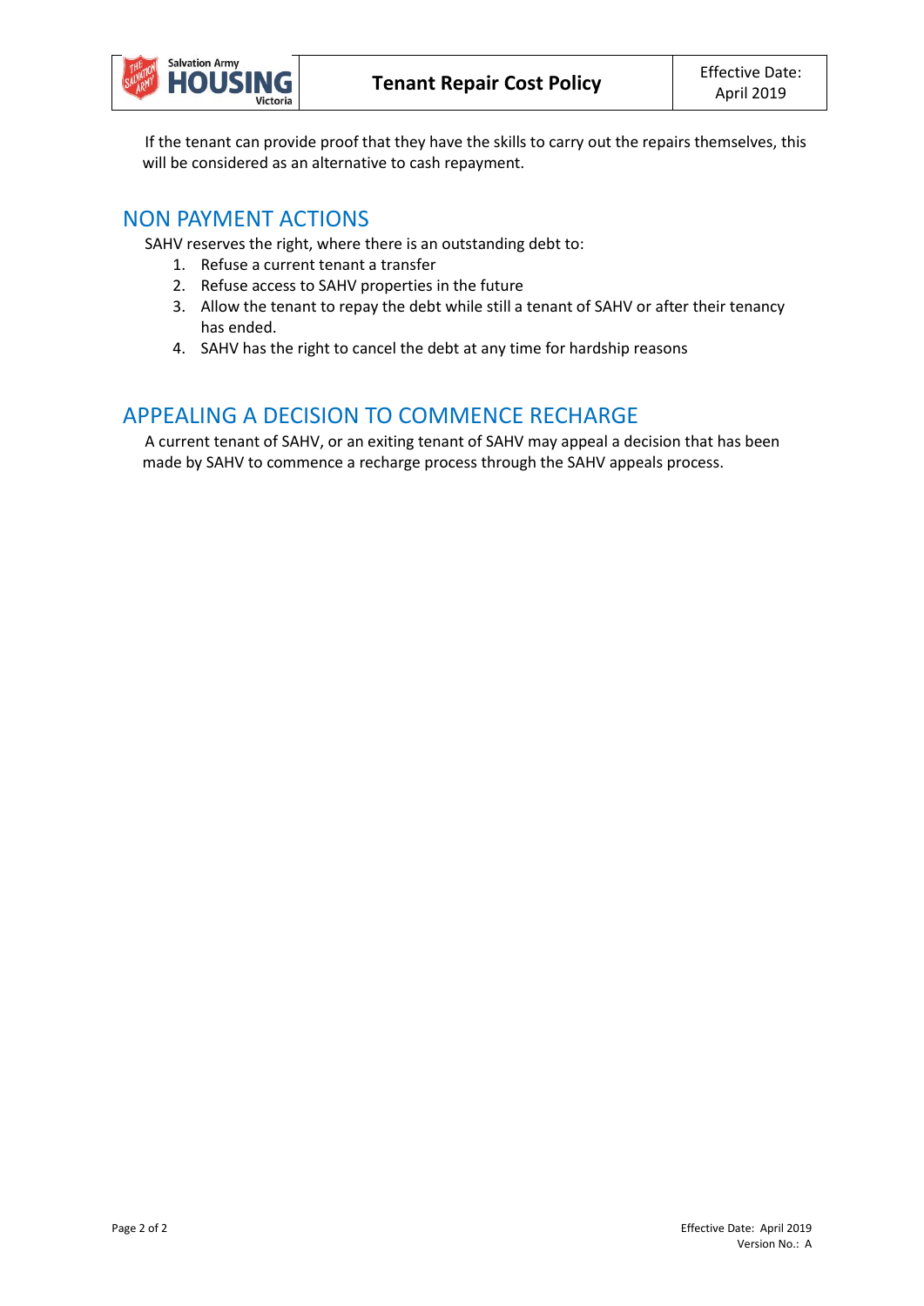If the tenant can provide proof that they have the skills to carry out the repairs themselves, this will be considered as an alternative to cash repayment.

## NON PAYMENT ACTIONS

SAHV reserves the right, where there is an outstanding debt to:

1. Refuse a current tenant a transfer
2. Refuse access to SAHV properties in the future
3. Allow the tenant to repay the debt while still a tenant of SAHV or after their tenancy has ended.
4. SAHV has the right to cancel the debt at any time for hardship reasons

## APPEALING A DECISION TO COMMENCE RECHARGE

A current tenant of SAHV, or an exiting tenant of SAHV may appeal a decision that has been made by SAHV to commence a recharge process through the SAHV appeals process.